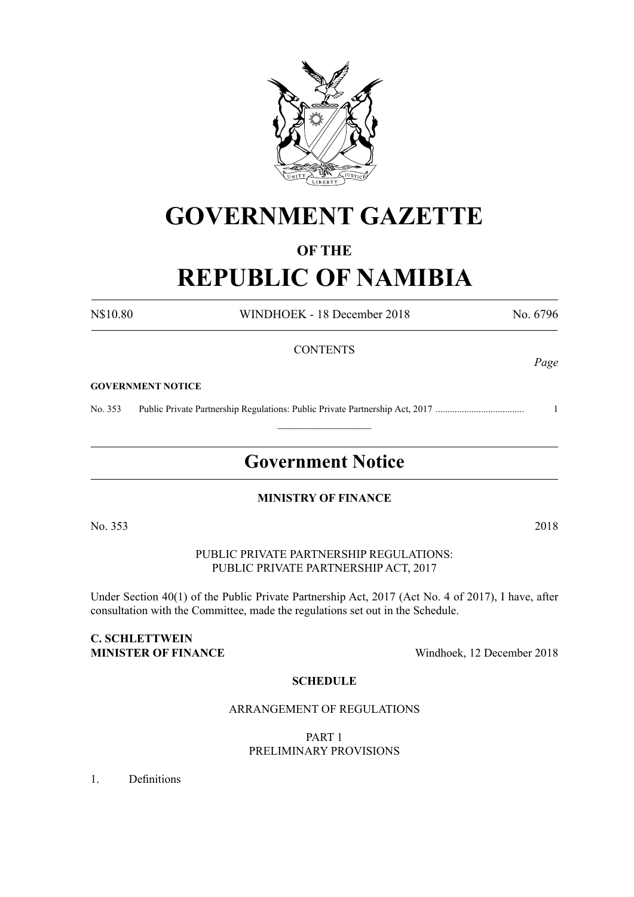# GOVERNMENT GAZETTE

## OF THE

# REPUBLIC OF NAMIBIA

N$10.80 WINDHOEK - 18 December 2018 No. 6796

CONTENTS

*Page*

**GOVERNMENT NOTICE**

No. 353 Public Private Partnership Regulations: Public Private Partnership Act, 2017 .................................... 1

---

## Government Notice

**MINISTRY OF FINANCE**

No. 353 2018

PUBLIC PRIVATE PARTNERSHIP REGULATIONS:
PUBLIC PRIVATE PARTNERSHIP ACT, 2017

Under Section 40(1) of the Public Private Partnership Act, 2017 (Act No. 4 of 2017), I have, after consultation with the Committee, made the regulations set out in the Schedule.

**C. SCHLETTWEIN**
**MINISTER OF FINANCE** Windhoek, 12 December 2018

**SCHEDULE**

ARRANGEMENT OF REGULATIONS

PART 1
PRELIMINARY PROVISIONS

1. Definitions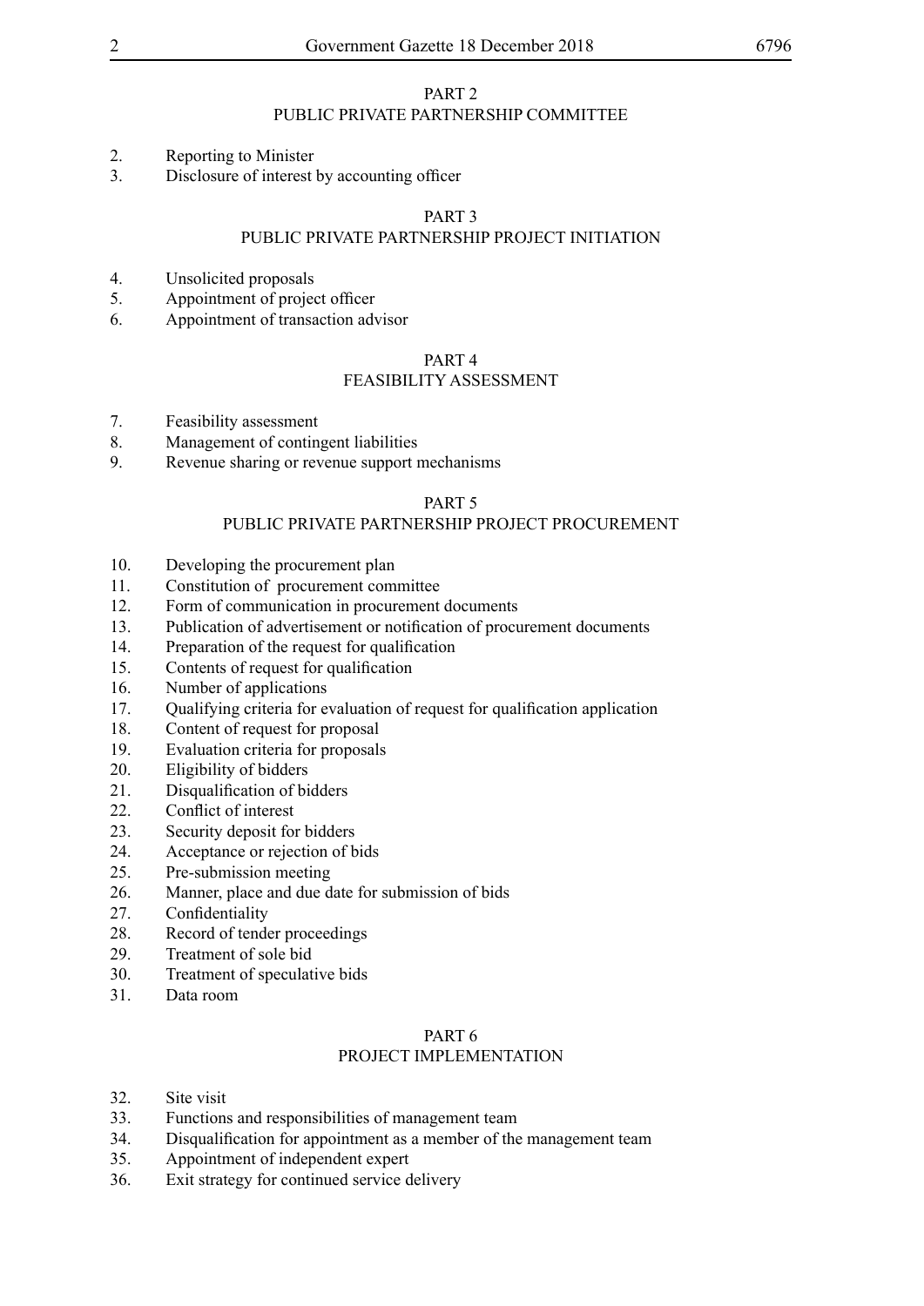## PART 2
## PUBLIC PRIVATE PARTNERSHIP COMMITTEE

2. Reporting to Minister
3. Disclosure of interest by accounting officer

## PART 3
## PUBLIC PRIVATE PARTNERSHIP PROJECT INITIATION

4. Unsolicited proposals
5. Appointment of project officer
6. Appointment of transaction advisor

## PART 4
## FEASIBILITY ASSESSMENT

7. Feasibility assessment
8. Management of contingent liabilities
9. Revenue sharing or revenue support mechanisms

## PART 5
## PUBLIC PRIVATE PARTNERSHIP PROJECT PROCUREMENT

10. Developing the procurement plan
11. Constitution of procurement committee
12. Form of communication in procurement documents
13. Publication of advertisement or notification of procurement documents
14. Preparation of the request for qualification
15. Contents of request for qualification
16. Number of applications
17. Qualifying criteria for evaluation of request for qualification application
18. Content of request for proposal
19. Evaluation criteria for proposals
20. Eligibility of bidders
21. Disqualification of bidders
22. Conflict of interest
23. Security deposit for bidders
24. Acceptance or rejection of bids
25. Pre-submission meeting
26. Manner, place and due date for submission of bids
27. Confidentiality
28. Record of tender proceedings
29. Treatment of sole bid
30. Treatment of speculative bids
31. Data room

## PART 6
## PROJECT IMPLEMENTATION

32. Site visit
33. Functions and responsibilities of management team
34. Disqualification for appointment as a member of the management team
35. Appointment of independent expert
36. Exit strategy for continued service delivery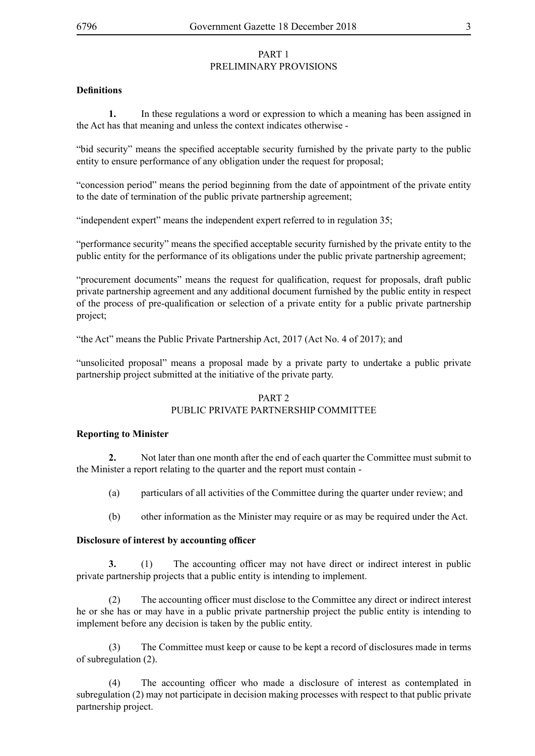## PART 1
## PRELIMINARY PROVISIONS

**Definitions**

**1.** In these regulations a word or expression to which a meaning has been assigned in the Act has that meaning and unless the context indicates otherwise -

"bid security" means the specified acceptable security furnished by the private party to the public entity to ensure performance of any obligation under the request for proposal;

"concession period" means the period beginning from the date of appointment of the private entity to the date of termination of the public private partnership agreement;

"independent expert" means the independent expert referred to in regulation 35;

"performance security" means the specified acceptable security furnished by the private entity to the public entity for the performance of its obligations under the public private partnership agreement;

"procurement documents" means the request for qualification, request for proposals, draft public private partnership agreement and any additional document furnished by the public entity in respect of the process of pre-qualification or selection of a private entity for a public private partnership project;

"the Act" means the Public Private Partnership Act, 2017 (Act No. 4 of 2017); and

"unsolicited proposal" means a proposal made by a private party to undertake a public private partnership project submitted at the initiative of the private party.

## PART 2
## PUBLIC PRIVATE PARTNERSHIP COMMITTEE

**Reporting to Minister**

**2.** Not later than one month after the end of each quarter the Committee must submit to the Minister a report relating to the quarter and the report must contain -

(a) particulars of all activities of the Committee during the quarter under review; and

(b) other information as the Minister may require or as may be required under the Act.

**Disclosure of interest by accounting officer**

**3.** (1) The accounting officer may not have direct or indirect interest in public private partnership projects that a public entity is intending to implement.

(2) The accounting officer must disclose to the Committee any direct or indirect interest he or she has or may have in a public private partnership project the public entity is intending to implement before any decision is taken by the public entity.

(3) The Committee must keep or cause to be kept a record of disclosures made in terms of subregulation (2).

(4) The accounting officer who made a disclosure of interest as contemplated in subregulation (2) may not participate in decision making processes with respect to that public private partnership project.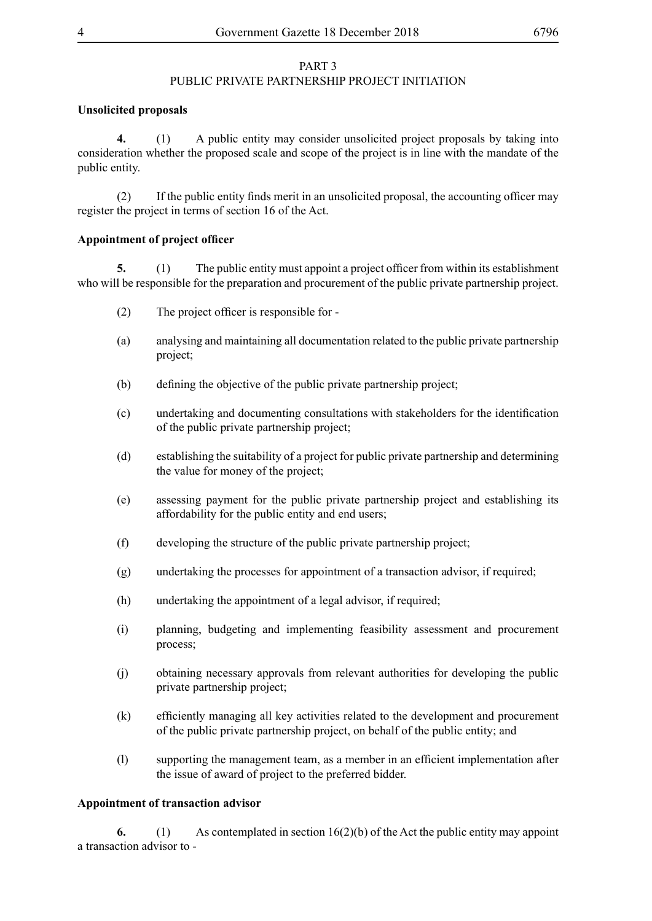PART 3

PUBLIC PRIVATE PARTNERSHIP PROJECT INITIATION

**Unsolicited proposals**

**4.** (1) A public entity may consider unsolicited project proposals by taking into consideration whether the proposed scale and scope of the project is in line with the mandate of the public entity.

(2) If the public entity finds merit in an unsolicited proposal, the accounting officer may register the project in terms of section 16 of the Act.

**Appointment of project officer**

**5.** (1) The public entity must appoint a project officer from within its establishment who will be responsible for the preparation and procurement of the public private partnership project.

(2) The project officer is responsible for -

(a) analysing and maintaining all documentation related to the public private partnership project;

(b) defining the objective of the public private partnership project;

(c) undertaking and documenting consultations with stakeholders for the identification of the public private partnership project;

(d) establishing the suitability of a project for public private partnership and determining the value for money of the project;

(e) assessing payment for the public private partnership project and establishing its affordability for the public entity and end users;

(f) developing the structure of the public private partnership project;

(g) undertaking the processes for appointment of a transaction advisor, if required;

(h) undertaking the appointment of a legal advisor, if required;

(i) planning, budgeting and implementing feasibility assessment and procurement process;

(j) obtaining necessary approvals from relevant authorities for developing the public private partnership project;

(k) efficiently managing all key activities related to the development and procurement of the public private partnership project, on behalf of the public entity; and

(l) supporting the management team, as a member in an efficient implementation after the issue of award of project to the preferred bidder.

**Appointment of transaction advisor**

**6.** (1) As contemplated in section 16(2)(b) of the Act the public entity may appoint a transaction advisor to -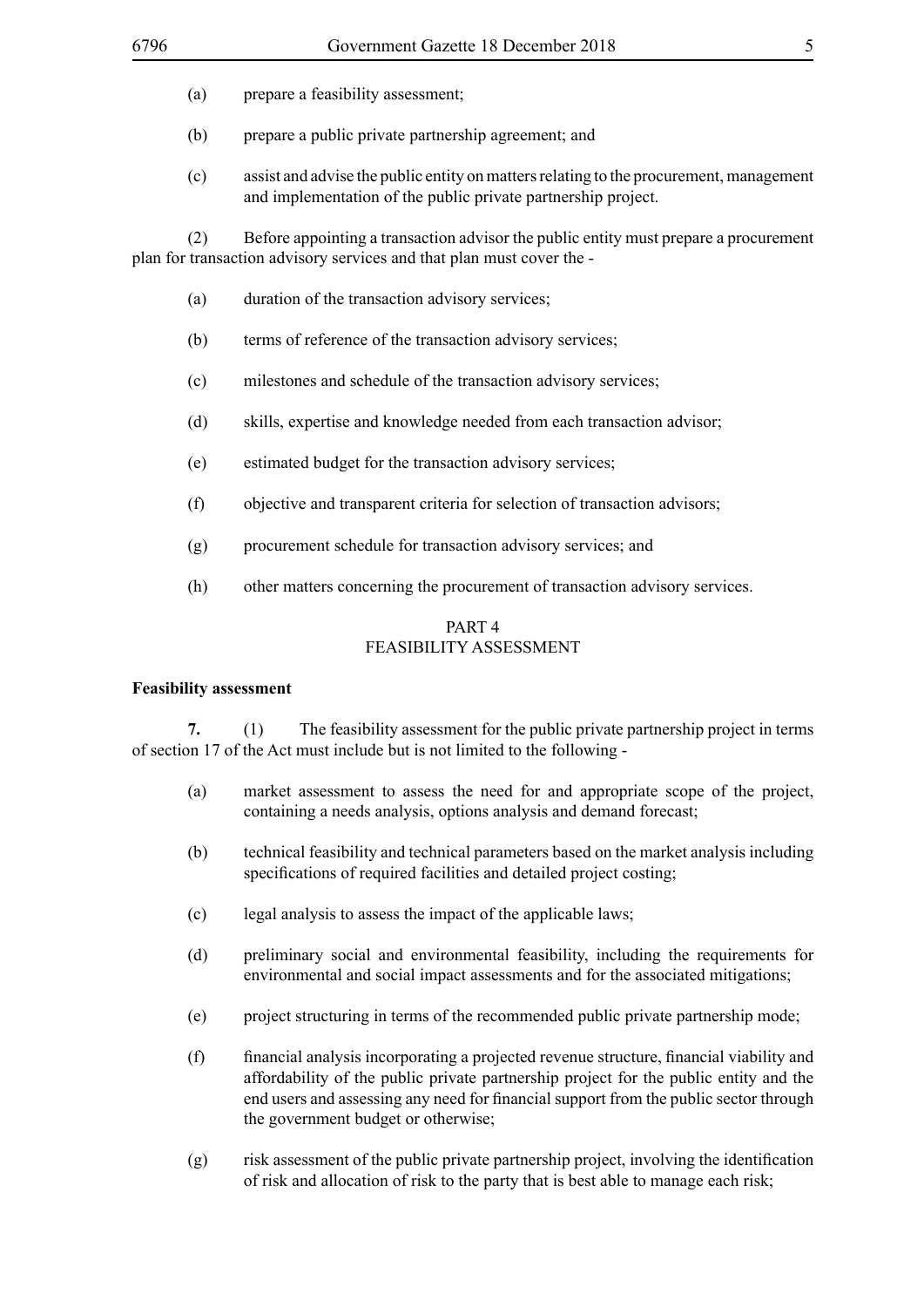(a) prepare a feasibility assessment;

(b) prepare a public private partnership agreement; and

(c) assist and advise the public entity on matters relating to the procurement, management and implementation of the public private partnership project.

(2) Before appointing a transaction advisor the public entity must prepare a procurement plan for transaction advisory services and that plan must cover the -

(a) duration of the transaction advisory services;

(b) terms of reference of the transaction advisory services;

(c) milestones and schedule of the transaction advisory services;

(d) skills, expertise and knowledge needed from each transaction advisor;

(e) estimated budget for the transaction advisory services;

(f) objective and transparent criteria for selection of transaction advisors;

(g) procurement schedule for transaction advisory services; and

(h) other matters concerning the procurement of transaction advisory services.

## PART 4
## FEASIBILITY ASSESSMENT

**Feasibility assessment**

**7.** (1) The feasibility assessment for the public private partnership project in terms of section 17 of the Act must include but is not limited to the following -

(a) market assessment to assess the need for and appropriate scope of the project, containing a needs analysis, options analysis and demand forecast;

(b) technical feasibility and technical parameters based on the market analysis including specifications of required facilities and detailed project costing;

(c) legal analysis to assess the impact of the applicable laws;

(d) preliminary social and environmental feasibility, including the requirements for environmental and social impact assessments and for the associated mitigations;

(e) project structuring in terms of the recommended public private partnership mode;

(f) financial analysis incorporating a projected revenue structure, financial viability and affordability of the public private partnership project for the public entity and the end users and assessing any need for financial support from the public sector through the government budget or otherwise;

(g) risk assessment of the public private partnership project, involving the identification of risk and allocation of risk to the party that is best able to manage each risk;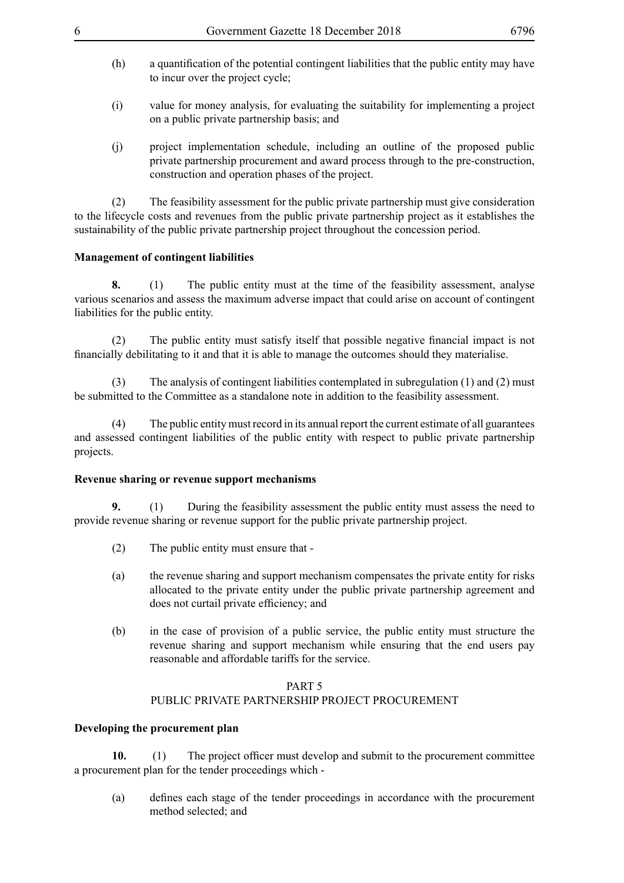(h) a quantification of the potential contingent liabilities that the public entity may have to incur over the project cycle;

(i) value for money analysis, for evaluating the suitability for implementing a project on a public private partnership basis; and

(j) project implementation schedule, including an outline of the proposed public private partnership procurement and award process through to the pre-construction, construction and operation phases of the project.

(2) The feasibility assessment for the public private partnership must give consideration to the lifecycle costs and revenues from the public private partnership project as it establishes the sustainability of the public private partnership project throughout the concession period.

**Management of contingent liabilities**

**8.** (1) The public entity must at the time of the feasibility assessment, analyse various scenarios and assess the maximum adverse impact that could arise on account of contingent liabilities for the public entity.

(2) The public entity must satisfy itself that possible negative financial impact is not financially debilitating to it and that it is able to manage the outcomes should they materialise.

(3) The analysis of contingent liabilities contemplated in subregulation (1) and (2) must be submitted to the Committee as a standalone note in addition to the feasibility assessment.

(4) The public entity must record in its annual report the current estimate of all guarantees and assessed contingent liabilities of the public entity with respect to public private partnership projects.

**Revenue sharing or revenue support mechanisms**

**9.** (1) During the feasibility assessment the public entity must assess the need to provide revenue sharing or revenue support for the public private partnership project.

(2) The public entity must ensure that -

(a) the revenue sharing and support mechanism compensates the private entity for risks allocated to the private entity under the public private partnership agreement and does not curtail private efficiency; and

(b) in the case of provision of a public service, the public entity must structure the revenue sharing and support mechanism while ensuring that the end users pay reasonable and affordable tariffs for the service.

PART 5

PUBLIC PRIVATE PARTNERSHIP PROJECT PROCUREMENT

**Developing the procurement plan**

**10.** (1) The project officer must develop and submit to the procurement committee a procurement plan for the tender proceedings which -

(a) defines each stage of the tender proceedings in accordance with the procurement method selected; and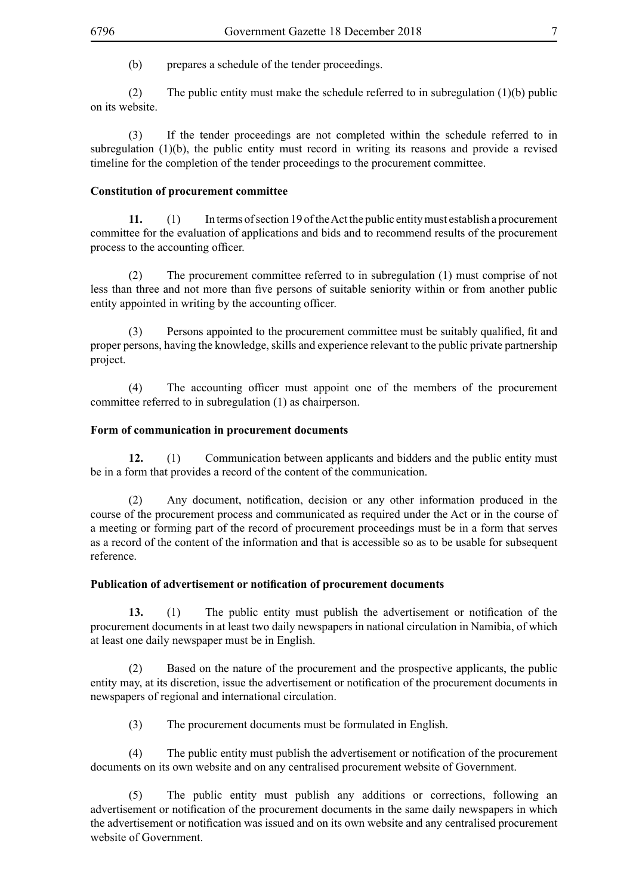(b) prepares a schedule of the tender proceedings.

(2) The public entity must make the schedule referred to in subregulation (1)(b) public on its website.

(3) If the tender proceedings are not completed within the schedule referred to in subregulation (1)(b), the public entity must record in writing its reasons and provide a revised timeline for the completion of the tender proceedings to the procurement committee.

**Constitution of procurement committee**

**11.** (1) In terms of section 19 of the Act the public entity must establish a procurement committee for the evaluation of applications and bids and to recommend results of the procurement process to the accounting officer.

(2) The procurement committee referred to in subregulation (1) must comprise of not less than three and not more than five persons of suitable seniority within or from another public entity appointed in writing by the accounting officer.

(3) Persons appointed to the procurement committee must be suitably qualified, fit and proper persons, having the knowledge, skills and experience relevant to the public private partnership project.

(4) The accounting officer must appoint one of the members of the procurement committee referred to in subregulation (1) as chairperson.

**Form of communication in procurement documents**

**12.** (1) Communication between applicants and bidders and the public entity must be in a form that provides a record of the content of the communication.

(2) Any document, notification, decision or any other information produced in the course of the procurement process and communicated as required under the Act or in the course of a meeting or forming part of the record of procurement proceedings must be in a form that serves as a record of the content of the information and that is accessible so as to be usable for subsequent reference.

**Publication of advertisement or notification of procurement documents**

**13.** (1) The public entity must publish the advertisement or notification of the procurement documents in at least two daily newspapers in national circulation in Namibia, of which at least one daily newspaper must be in English.

(2) Based on the nature of the procurement and the prospective applicants, the public entity may, at its discretion, issue the advertisement or notification of the procurement documents in newspapers of regional and international circulation.

(3) The procurement documents must be formulated in English.

(4) The public entity must publish the advertisement or notification of the procurement documents on its own website and on any centralised procurement website of Government.

(5) The public entity must publish any additions or corrections, following an advertisement or notification of the procurement documents in the same daily newspapers in which the advertisement or notification was issued and on its own website and any centralised procurement website of Government.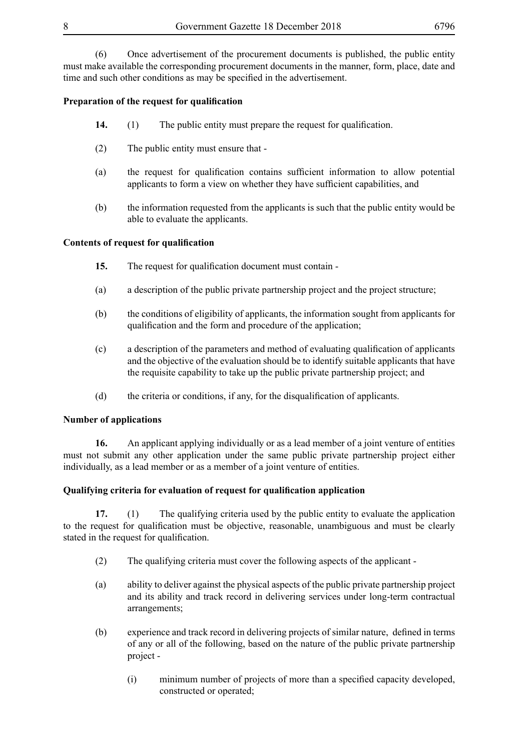(6) Once advertisement of the procurement documents is published, the public entity must make available the corresponding procurement documents in the manner, form, place, date and time and such other conditions as may be specified in the advertisement.

**Preparation of the request for qualification**

**14.** (1) The public entity must prepare the request for qualification.

(2) The public entity must ensure that -

(a) the request for qualification contains sufficient information to allow potential applicants to form a view on whether they have sufficient capabilities, and

(b) the information requested from the applicants is such that the public entity would be able to evaluate the applicants.

**Contents of request for qualification**

**15.** The request for qualification document must contain -

(a) a description of the public private partnership project and the project structure;

(b) the conditions of eligibility of applicants, the information sought from applicants for qualification and the form and procedure of the application;

(c) a description of the parameters and method of evaluating qualification of applicants and the objective of the evaluation should be to identify suitable applicants that have the requisite capability to take up the public private partnership project; and

(d) the criteria or conditions, if any, for the disqualification of applicants.

**Number of applications**

**16.** An applicant applying individually or as a lead member of a joint venture of entities must not submit any other application under the same public private partnership project either individually, as a lead member or as a member of a joint venture of entities.

**Qualifying criteria for evaluation of request for qualification application**

**17.** (1) The qualifying criteria used by the public entity to evaluate the application to the request for qualification must be objective, reasonable, unambiguous and must be clearly stated in the request for qualification.

(2) The qualifying criteria must cover the following aspects of the applicant -

(a) ability to deliver against the physical aspects of the public private partnership project and its ability and track record in delivering services under long-term contractual arrangements;

(b) experience and track record in delivering projects of similar nature, defined in terms of any or all of the following, based on the nature of the public private partnership project -

(i) minimum number of projects of more than a specified capacity developed, constructed or operated;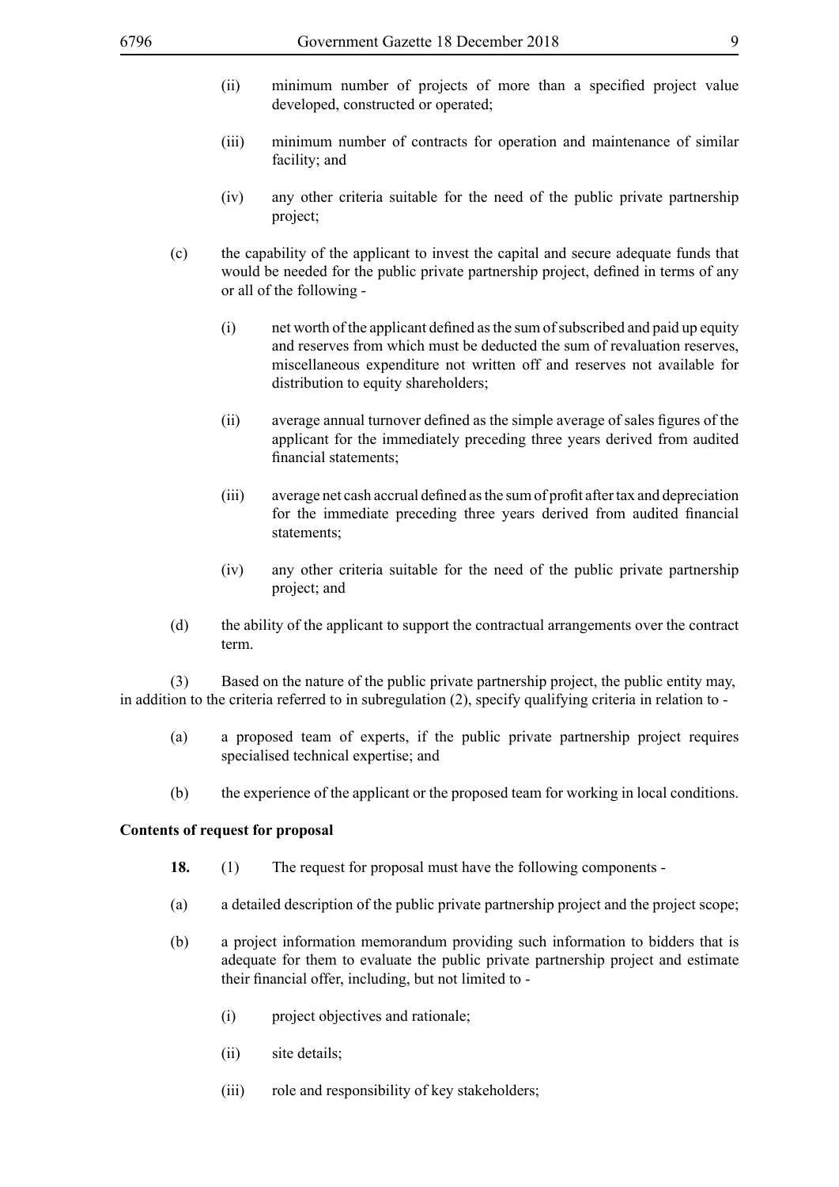(ii) minimum number of projects of more than a specified project value developed, constructed or operated;

(iii) minimum number of contracts for operation and maintenance of similar facility; and

(iv) any other criteria suitable for the need of the public private partnership project;

(c) the capability of the applicant to invest the capital and secure adequate funds that would be needed for the public private partnership project, defined in terms of any or all of the following -

(i) net worth of the applicant defined as the sum of subscribed and paid up equity and reserves from which must be deducted the sum of revaluation reserves, miscellaneous expenditure not written off and reserves not available for distribution to equity shareholders;

(ii) average annual turnover defined as the simple average of sales figures of the applicant for the immediately preceding three years derived from audited financial statements;

(iii) average net cash accrual defined as the sum of profit after tax and depreciation for the immediate preceding three years derived from audited financial statements;

(iv) any other criteria suitable for the need of the public private partnership project; and

(d) the ability of the applicant to support the contractual arrangements over the contract term.

(3) Based on the nature of the public private partnership project, the public entity may, in addition to the criteria referred to in subregulation (2), specify qualifying criteria in relation to -

(a) a proposed team of experts, if the public private partnership project requires specialised technical expertise; and

(b) the experience of the applicant or the proposed team for working in local conditions.

**Contents of request for proposal**

**18.** (1) The request for proposal must have the following components -

(a) a detailed description of the public private partnership project and the project scope;

(b) a project information memorandum providing such information to bidders that is adequate for them to evaluate the public private partnership project and estimate their financial offer, including, but not limited to -

(i) project objectives and rationale;

(ii) site details;

(iii) role and responsibility of key stakeholders;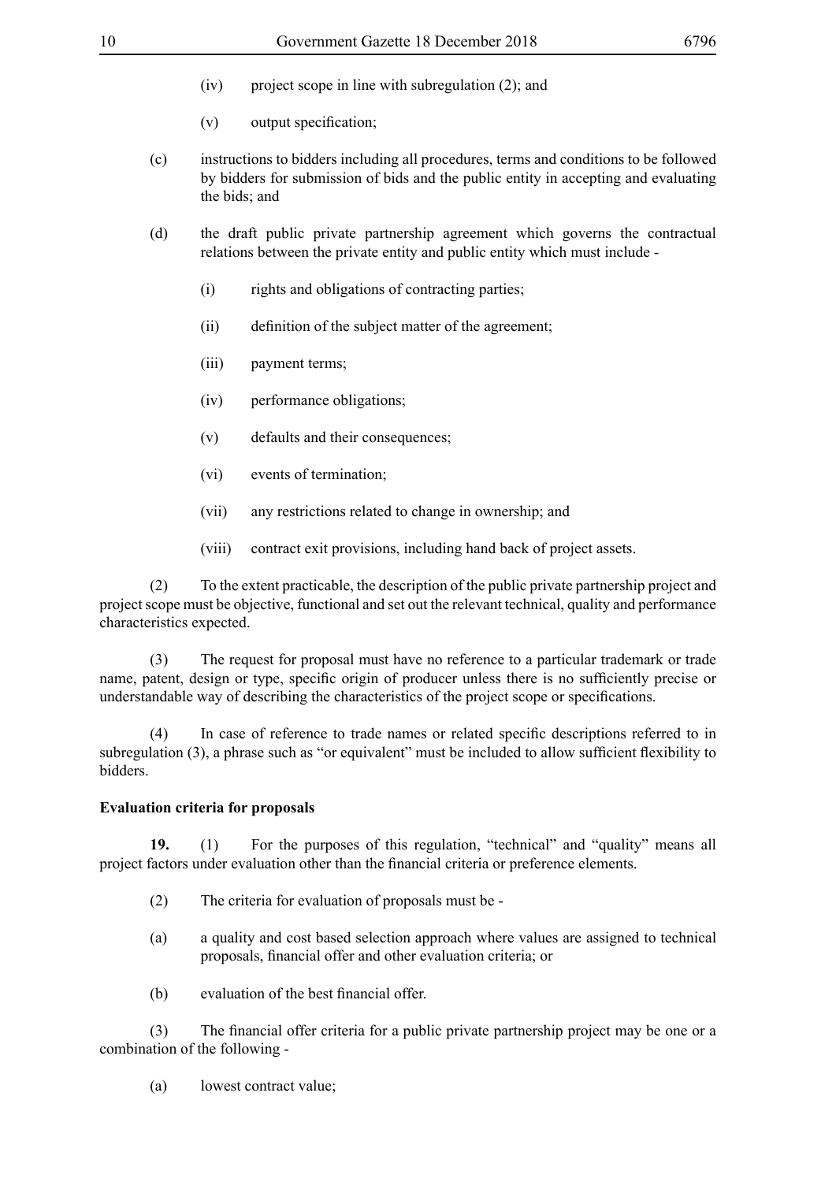(iv) project scope in line with subregulation (2); and

(v) output specification;

(c) instructions to bidders including all procedures, terms and conditions to be followed by bidders for submission of bids and the public entity in accepting and evaluating the bids; and

(d) the draft public private partnership agreement which governs the contractual relations between the private entity and public entity which must include -

(i) rights and obligations of contracting parties;

(ii) definition of the subject matter of the agreement;

(iii) payment terms;

(iv) performance obligations;

(v) defaults and their consequences;

(vi) events of termination;

(vii) any restrictions related to change in ownership; and

(viii) contract exit provisions, including hand back of project assets.

(2) To the extent practicable, the description of the public private partnership project and project scope must be objective, functional and set out the relevant technical, quality and performance characteristics expected.

(3) The request for proposal must have no reference to a particular trademark or trade name, patent, design or type, specific origin of producer unless there is no sufficiently precise or understandable way of describing the characteristics of the project scope or specifications.

(4) In case of reference to trade names or related specific descriptions referred to in subregulation (3), a phrase such as "or equivalent" must be included to allow sufficient flexibility to bidders.

**Evaluation criteria for proposals**

**19.** (1) For the purposes of this regulation, "technical" and "quality" means all project factors under evaluation other than the financial criteria or preference elements.

(2) The criteria for evaluation of proposals must be -

(a) a quality and cost based selection approach where values are assigned to technical proposals, financial offer and other evaluation criteria; or

(b) evaluation of the best financial offer.

(3) The financial offer criteria for a public private partnership project may be one or a combination of the following -

(a) lowest contract value;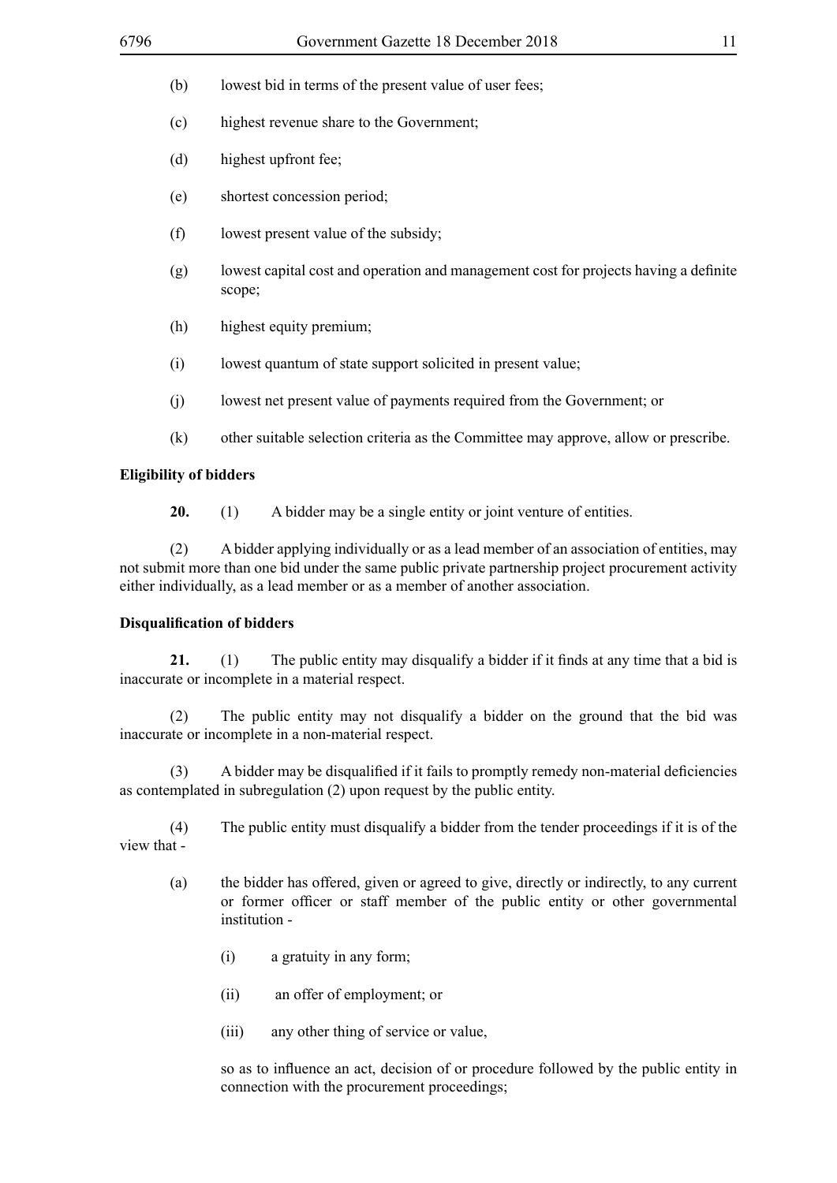(b) lowest bid in terms of the present value of user fees;

(c) highest revenue share to the Government;

(d) highest upfront fee;

(e) shortest concession period;

(f) lowest present value of the subsidy;

(g) lowest capital cost and operation and management cost for projects having a definite scope;

(h) highest equity premium;

(i) lowest quantum of state support solicited in present value;

(j) lowest net present value of payments required from the Government; or

(k) other suitable selection criteria as the Committee may approve, allow or prescribe.

**Eligibility of bidders**

**20.** (1) A bidder may be a single entity or joint venture of entities.

(2) A bidder applying individually or as a lead member of an association of entities, may not submit more than one bid under the same public private partnership project procurement activity either individually, as a lead member or as a member of another association.

**Disqualification of bidders**

**21.** (1) The public entity may disqualify a bidder if it finds at any time that a bid is inaccurate or incomplete in a material respect.

(2) The public entity may not disqualify a bidder on the ground that the bid was inaccurate or incomplete in a non-material respect.

(3) A bidder may be disqualified if it fails to promptly remedy non-material deficiencies as contemplated in subregulation (2) upon request by the public entity.

(4) The public entity must disqualify a bidder from the tender proceedings if it is of the view that -

(a) the bidder has offered, given or agreed to give, directly or indirectly, to any current or former officer or staff member of the public entity or other governmental institution -

(i) a gratuity in any form;

(ii) an offer of employment; or

(iii) any other thing of service or value,

so as to influence an act, decision of or procedure followed by the public entity in connection with the procurement proceedings;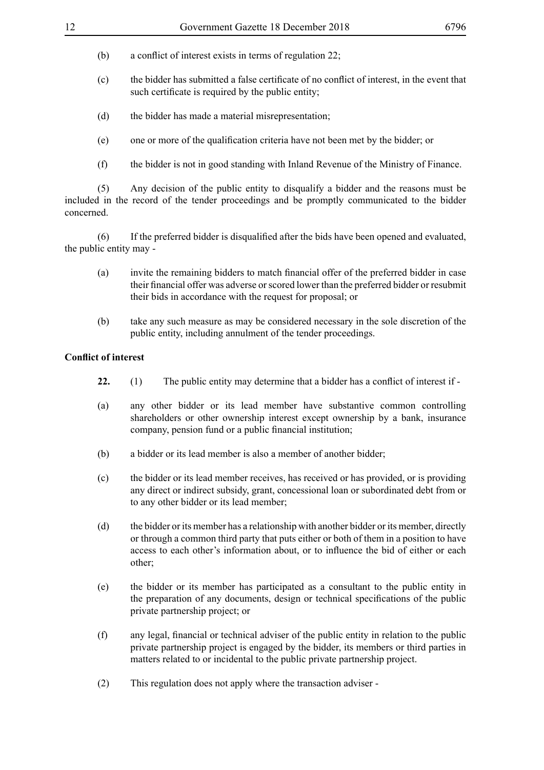(b) a conflict of interest exists in terms of regulation 22;

(c) the bidder has submitted a false certificate of no conflict of interest, in the event that such certificate is required by the public entity;

(d) the bidder has made a material misrepresentation;

(e) one or more of the qualification criteria have not been met by the bidder; or

(f) the bidder is not in good standing with Inland Revenue of the Ministry of Finance.

(5) Any decision of the public entity to disqualify a bidder and the reasons must be included in the record of the tender proceedings and be promptly communicated to the bidder concerned.

(6) If the preferred bidder is disqualified after the bids have been opened and evaluated, the public entity may -

(a) invite the remaining bidders to match financial offer of the preferred bidder in case their financial offer was adverse or scored lower than the preferred bidder or resubmit their bids in accordance with the request for proposal; or

(b) take any such measure as may be considered necessary in the sole discretion of the public entity, including annulment of the tender proceedings.

**Conflict of interest**

**22.** (1) The public entity may determine that a bidder has a conflict of interest if -

(a) any other bidder or its lead member have substantive common controlling shareholders or other ownership interest except ownership by a bank, insurance company, pension fund or a public financial institution;

(b) a bidder or its lead member is also a member of another bidder;

(c) the bidder or its lead member receives, has received or has provided, or is providing any direct or indirect subsidy, grant, concessional loan or subordinated debt from or to any other bidder or its lead member;

(d) the bidder or its member has a relationship with another bidder or its member, directly or through a common third party that puts either or both of them in a position to have access to each other's information about, or to influence the bid of either or each other;

(e) the bidder or its member has participated as a consultant to the public entity in the preparation of any documents, design or technical specifications of the public private partnership project; or

(f) any legal, financial or technical adviser of the public entity in relation to the public private partnership project is engaged by the bidder, its members or third parties in matters related to or incidental to the public private partnership project.

(2) This regulation does not apply where the transaction adviser -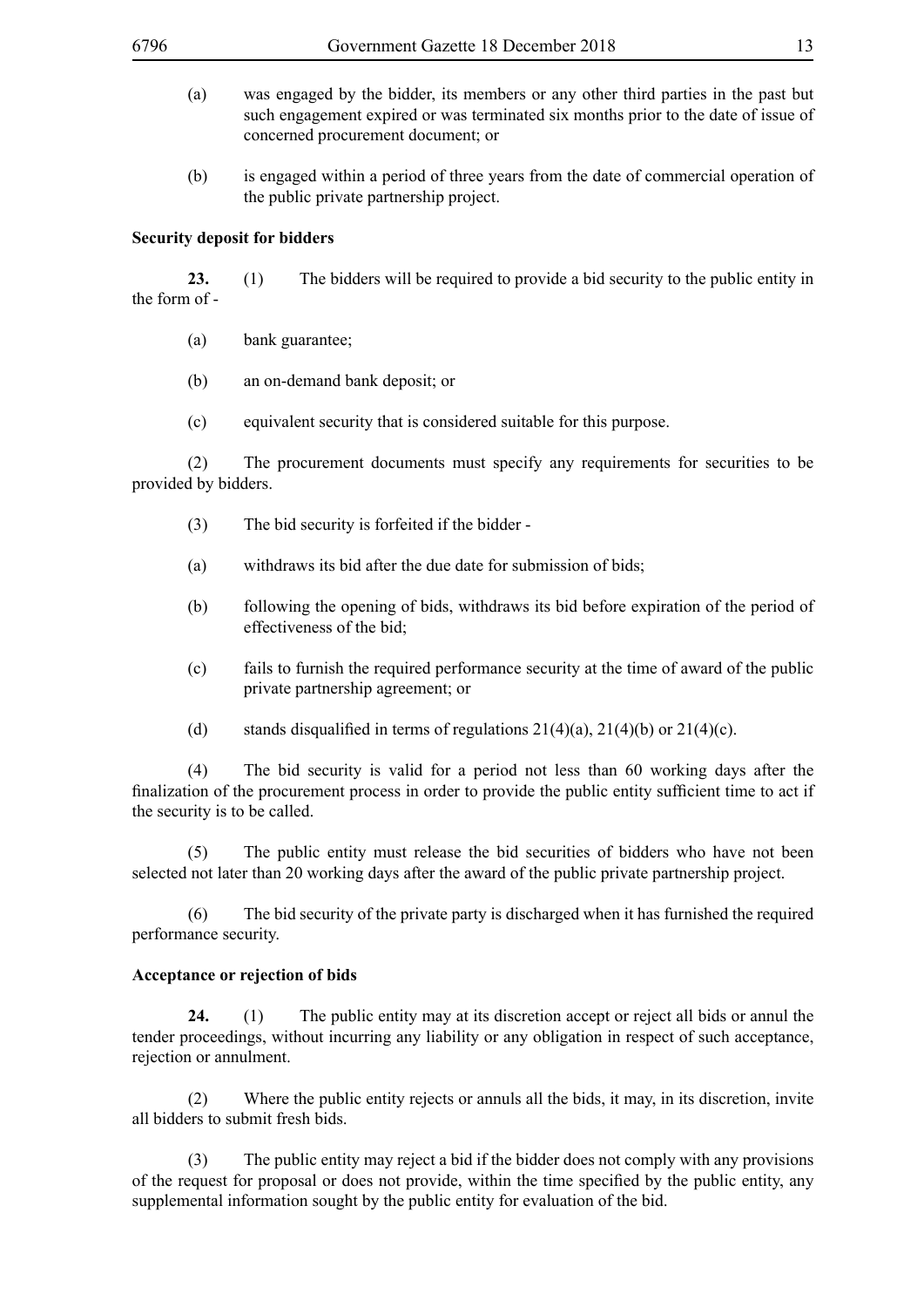(a) was engaged by the bidder, its members or any other third parties in the past but such engagement expired or was terminated six months prior to the date of issue of concerned procurement document; or

(b) is engaged within a period of three years from the date of commercial operation of the public private partnership project.

**Security deposit for bidders**

**23.** (1) The bidders will be required to provide a bid security to the public entity in the form of -

(a) bank guarantee;

(b) an on-demand bank deposit; or

(c) equivalent security that is considered suitable for this purpose.

(2) The procurement documents must specify any requirements for securities to be provided by bidders.

(3) The bid security is forfeited if the bidder -

(a) withdraws its bid after the due date for submission of bids;

(b) following the opening of bids, withdraws its bid before expiration of the period of effectiveness of the bid;

(c) fails to furnish the required performance security at the time of award of the public private partnership agreement; or

(d) stands disqualified in terms of regulations 21(4)(a), 21(4)(b) or 21(4)(c).

(4) The bid security is valid for a period not less than 60 working days after the finalization of the procurement process in order to provide the public entity sufficient time to act if the security is to be called.

(5) The public entity must release the bid securities of bidders who have not been selected not later than 20 working days after the award of the public private partnership project.

(6) The bid security of the private party is discharged when it has furnished the required performance security.

**Acceptance or rejection of bids**

**24.** (1) The public entity may at its discretion accept or reject all bids or annul the tender proceedings, without incurring any liability or any obligation in respect of such acceptance, rejection or annulment.

(2) Where the public entity rejects or annuls all the bids, it may, in its discretion, invite all bidders to submit fresh bids.

(3) The public entity may reject a bid if the bidder does not comply with any provisions of the request for proposal or does not provide, within the time specified by the public entity, any supplemental information sought by the public entity for evaluation of the bid.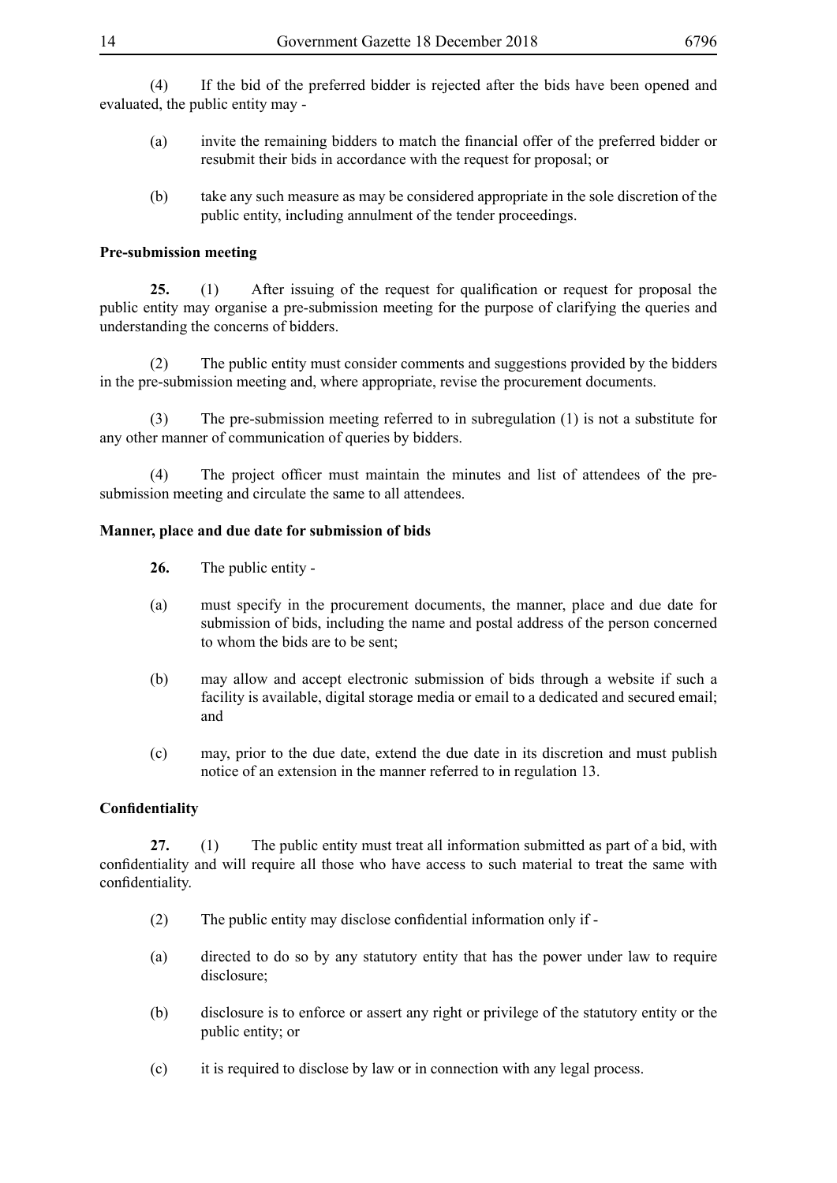(4) If the bid of the preferred bidder is rejected after the bids have been opened and evaluated, the public entity may -

(a) invite the remaining bidders to match the financial offer of the preferred bidder or resubmit their bids in accordance with the request for proposal; or

(b) take any such measure as may be considered appropriate in the sole discretion of the public entity, including annulment of the tender proceedings.

**Pre-submission meeting**

**25.** (1) After issuing of the request for qualification or request for proposal the public entity may organise a pre-submission meeting for the purpose of clarifying the queries and understanding the concerns of bidders.

(2) The public entity must consider comments and suggestions provided by the bidders in the pre-submission meeting and, where appropriate, revise the procurement documents.

(3) The pre-submission meeting referred to in subregulation (1) is not a substitute for any other manner of communication of queries by bidders.

(4) The project officer must maintain the minutes and list of attendees of the pre-submission meeting and circulate the same to all attendees.

**Manner, place and due date for submission of bids**

**26.** The public entity -

(a) must specify in the procurement documents, the manner, place and due date for submission of bids, including the name and postal address of the person concerned to whom the bids are to be sent;

(b) may allow and accept electronic submission of bids through a website if such a facility is available, digital storage media or email to a dedicated and secured email; and

(c) may, prior to the due date, extend the due date in its discretion and must publish notice of an extension in the manner referred to in regulation 13.

**Confidentiality**

**27.** (1) The public entity must treat all information submitted as part of a bid, with confidentiality and will require all those who have access to such material to treat the same with confidentiality.

(2) The public entity may disclose confidential information only if -

(a) directed to do so by any statutory entity that has the power under law to require disclosure;

(b) disclosure is to enforce or assert any right or privilege of the statutory entity or the public entity; or

(c) it is required to disclose by law or in connection with any legal process.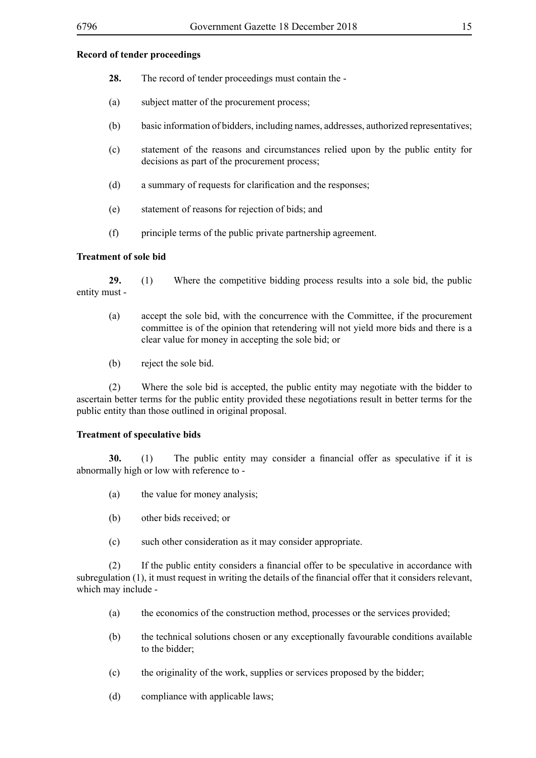**Record of tender proceedings**

**28.** The record of tender proceedings must contain the -

(a) subject matter of the procurement process;

(b) basic information of bidders, including names, addresses, authorized representatives;

(c) statement of the reasons and circumstances relied upon by the public entity for decisions as part of the procurement process;

(d) a summary of requests for clarification and the responses;

(e) statement of reasons for rejection of bids; and

(f) principle terms of the public private partnership agreement.

**Treatment of sole bid**

**29.** (1) Where the competitive bidding process results into a sole bid, the public entity must -

(a) accept the sole bid, with the concurrence with the Committee, if the procurement committee is of the opinion that retendering will not yield more bids and there is a clear value for money in accepting the sole bid; or

(b) reject the sole bid.

(2) Where the sole bid is accepted, the public entity may negotiate with the bidder to ascertain better terms for the public entity provided these negotiations result in better terms for the public entity than those outlined in original proposal.

**Treatment of speculative bids**

**30.** (1) The public entity may consider a financial offer as speculative if it is abnormally high or low with reference to -

(a) the value for money analysis;

(b) other bids received; or

(c) such other consideration as it may consider appropriate.

(2) If the public entity considers a financial offer to be speculative in accordance with subregulation (1), it must request in writing the details of the financial offer that it considers relevant, which may include -

(a) the economics of the construction method, processes or the services provided;

(b) the technical solutions chosen or any exceptionally favourable conditions available to the bidder;

(c) the originality of the work, supplies or services proposed by the bidder;

(d) compliance with applicable laws;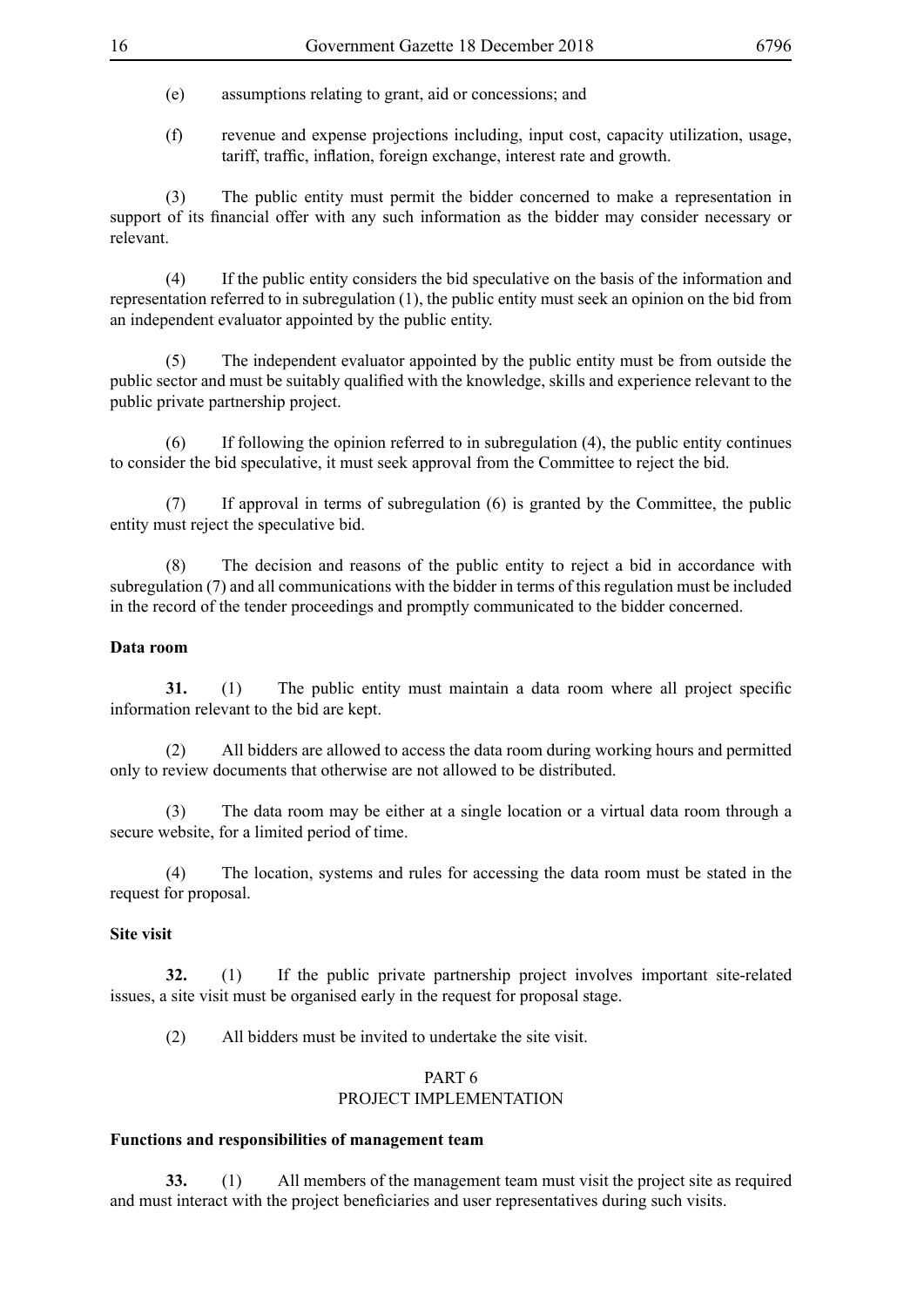(e) assumptions relating to grant, aid or concessions; and

(f) revenue and expense projections including, input cost, capacity utilization, usage, tariff, traffic, inflation, foreign exchange, interest rate and growth.

(3) The public entity must permit the bidder concerned to make a representation in support of its financial offer with any such information as the bidder may consider necessary or relevant.

(4) If the public entity considers the bid speculative on the basis of the information and representation referred to in subregulation (1), the public entity must seek an opinion on the bid from an independent evaluator appointed by the public entity.

(5) The independent evaluator appointed by the public entity must be from outside the public sector and must be suitably qualified with the knowledge, skills and experience relevant to the public private partnership project.

(6) If following the opinion referred to in subregulation (4), the public entity continues to consider the bid speculative, it must seek approval from the Committee to reject the bid.

(7) If approval in terms of subregulation (6) is granted by the Committee, the public entity must reject the speculative bid.

(8) The decision and reasons of the public entity to reject a bid in accordance with subregulation (7) and all communications with the bidder in terms of this regulation must be included in the record of the tender proceedings and promptly communicated to the bidder concerned.

**Data room**

**31.** (1) The public entity must maintain a data room where all project specific information relevant to the bid are kept.

(2) All bidders are allowed to access the data room during working hours and permitted only to review documents that otherwise are not allowed to be distributed.

(3) The data room may be either at a single location or a virtual data room through a secure website, for a limited period of time.

(4) The location, systems and rules for accessing the data room must be stated in the request for proposal.

**Site visit**

**32.** (1) If the public private partnership project involves important site-related issues, a site visit must be organised early in the request for proposal stage.

(2) All bidders must be invited to undertake the site visit.

## PART 6
## PROJECT IMPLEMENTATION

**Functions and responsibilities of management team**

**33.** (1) All members of the management team must visit the project site as required and must interact with the project beneficiaries and user representatives during such visits.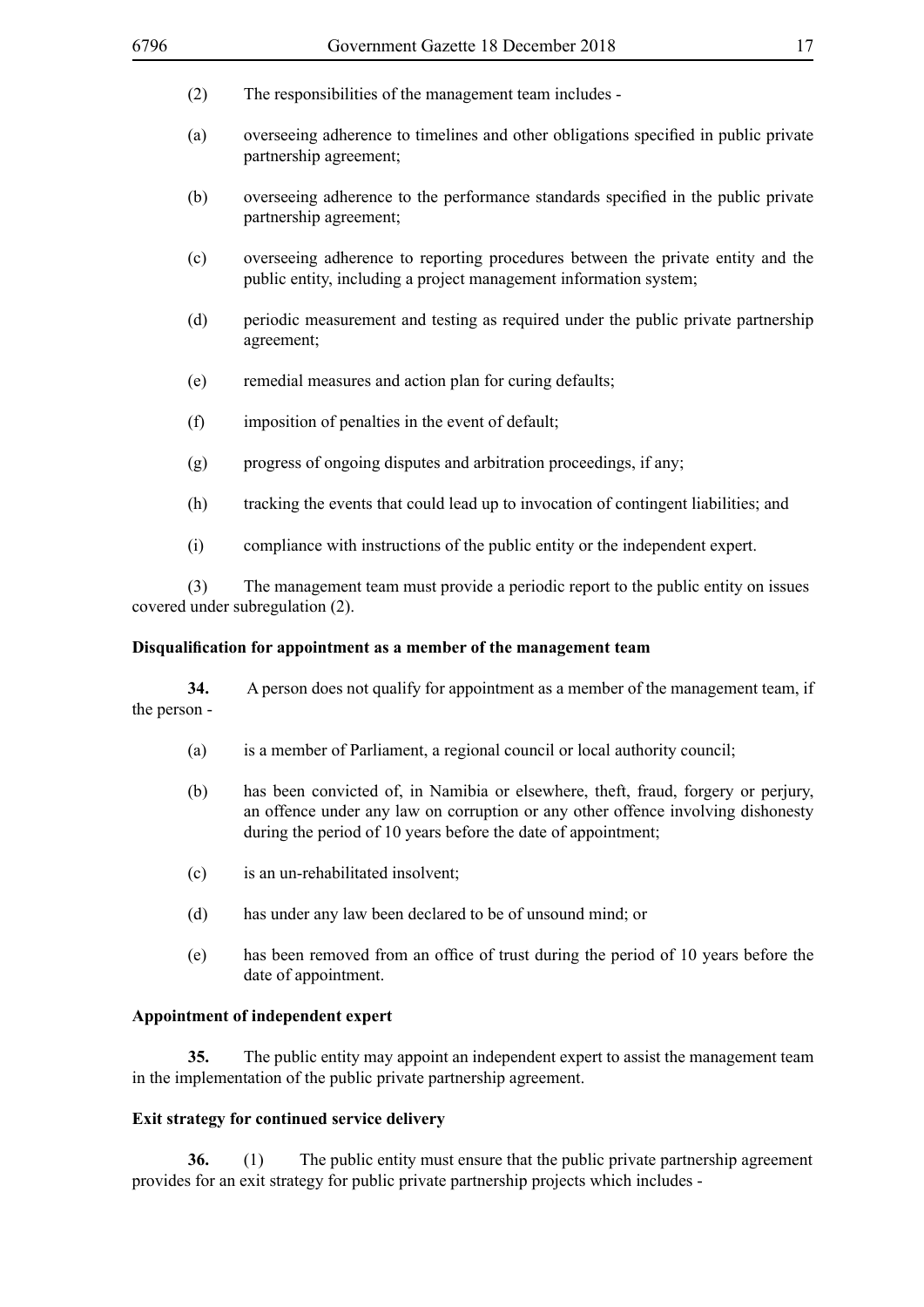(2) The responsibilities of the management team includes -

(a) overseeing adherence to timelines and other obligations specified in public private partnership agreement;

(b) overseeing adherence to the performance standards specified in the public private partnership agreement;

(c) overseeing adherence to reporting procedures between the private entity and the public entity, including a project management information system;

(d) periodic measurement and testing as required under the public private partnership agreement;

(e) remedial measures and action plan for curing defaults;

(f) imposition of penalties in the event of default;

(g) progress of ongoing disputes and arbitration proceedings, if any;

(h) tracking the events that could lead up to invocation of contingent liabilities; and

(i) compliance with instructions of the public entity or the independent expert.

(3) The management team must provide a periodic report to the public entity on issues covered under subregulation (2).

**Disqualification for appointment as a member of the management team**

**34.** A person does not qualify for appointment as a member of the management team, if the person -

(a) is a member of Parliament, a regional council or local authority council;

(b) has been convicted of, in Namibia or elsewhere, theft, fraud, forgery or perjury, an offence under any law on corruption or any other offence involving dishonesty during the period of 10 years before the date of appointment;

(c) is an un-rehabilitated insolvent;

(d) has under any law been declared to be of unsound mind; or

(e) has been removed from an office of trust during the period of 10 years before the date of appointment.

**Appointment of independent expert**

**35.** The public entity may appoint an independent expert to assist the management team in the implementation of the public private partnership agreement.

**Exit strategy for continued service delivery**

**36.** (1) The public entity must ensure that the public private partnership agreement provides for an exit strategy for public private partnership projects which includes -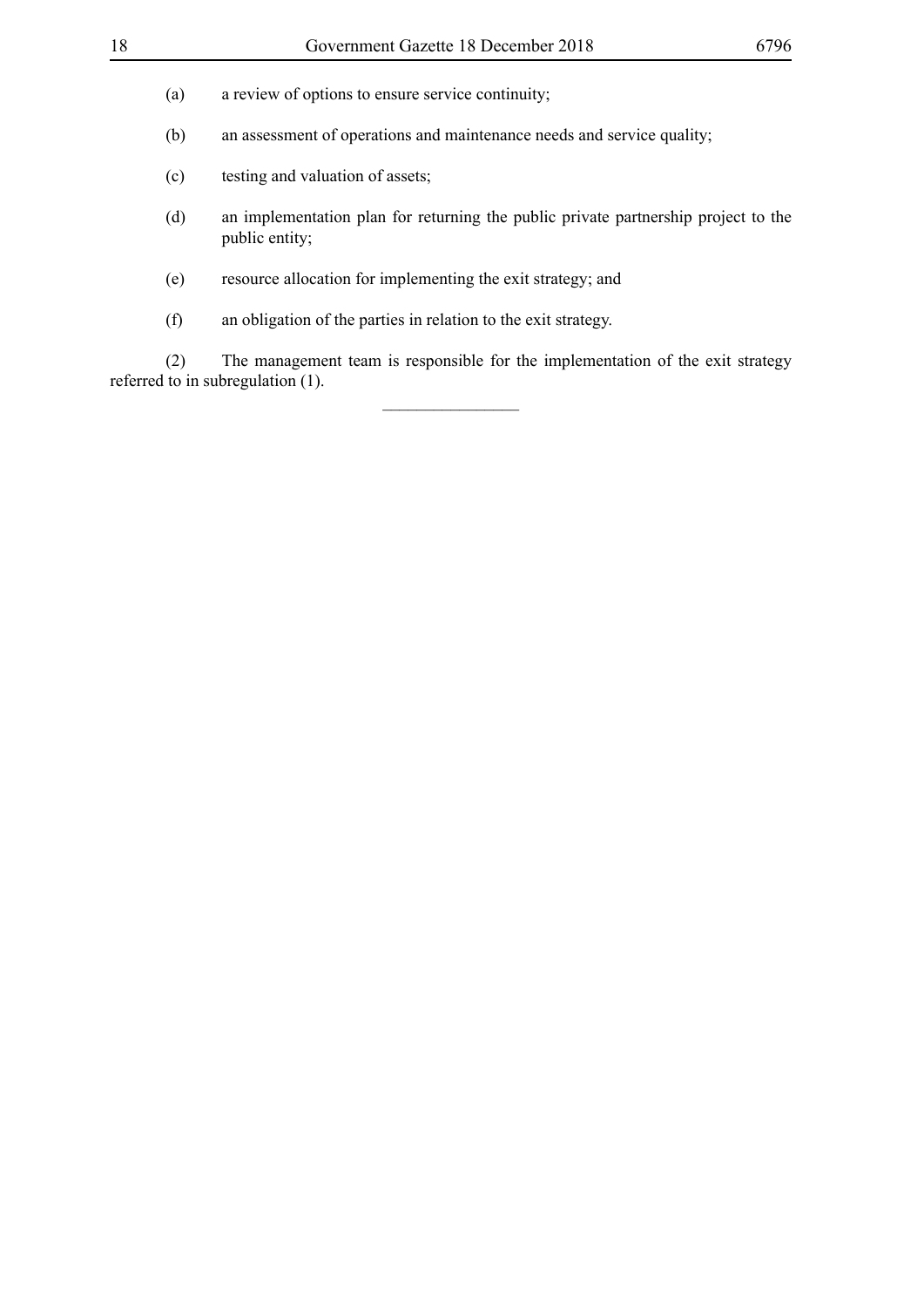(a) a review of options to ensure service continuity;

(b) an assessment of operations and maintenance needs and service quality;

(c) testing and valuation of assets;

(d) an implementation plan for returning the public private partnership project to the public entity;

(e) resource allocation for implementing the exit strategy; and

(f) an obligation of the parties in relation to the exit strategy.

(2) The management team is responsible for the implementation of the exit strategy referred to in subregulation (1).

________________